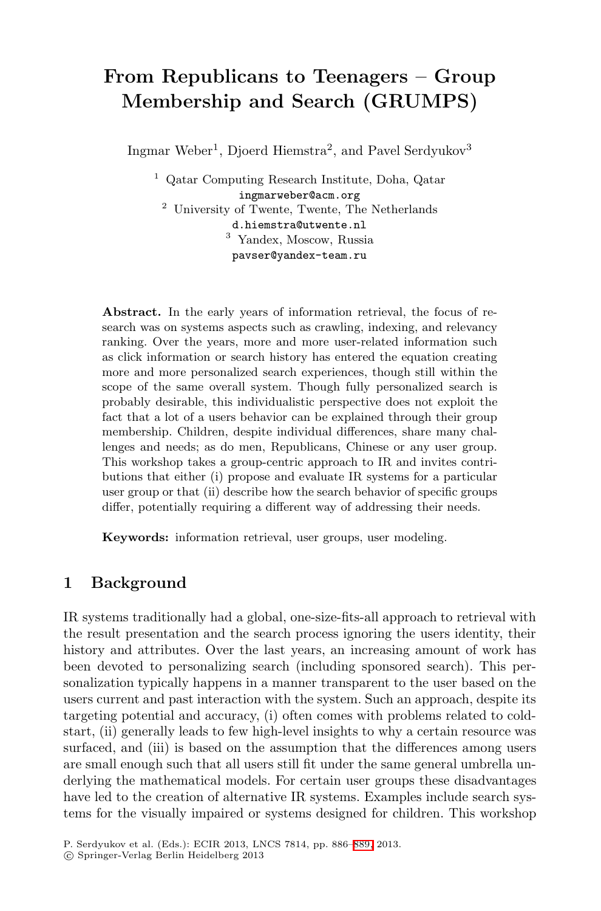# From Republicans to Teenagers – Group Membership and Search (GRUMPS)

Ingmar Weber[1], Djoerd Hiemstra[2], and Pavel Serdyukov[3]

[1] Qatar Computing Research Institute, Doha, Qatar
ingmarweber@acm.org
[2] University of Twente, Twente, The Netherlands
d.hiemstra@utwente.nl
[3] Yandex, Moscow, Russia
pavser@yandex-team.ru

**Abstract.** In the early years of information retrieval, the focus of research was on systems aspects such as crawling, indexing, and relevancy ranking. Over the years, more and more user-related information such as click information or search history has entered the equation creating more and more personalized search experiences, though still within the scope of the same overall system. Though fully personalized search is probably desirable, this individualistic perspective does not exploit the fact that a lot of a users behavior can be explained through their group membership. Children, despite individual differences, share many challenges and needs; as do men, Republicans, Chinese or any user group. This workshop takes a group-centric approach to IR and invites contributions that either (i) propose and evaluate IR systems for a particular user group or that (ii) describe how the search behavior of specific groups differ, potentially requiring a different way of addressing their needs.

**Keywords:** information retrieval, user groups, user modeling.

## 1 Background

IR systems traditionally had a global, one-size-fits-all approach to retrieval with the result presentation and the search process ignoring the users identity, their history and attributes. Over the last years, an increasing amount of work has been devoted to personalizing search (including sponsored search). This personalization typically happens in a manner transparent to the user based on the users current and past interaction with the system. Such an approach, despite its targeting potential and accuracy, (i) often comes with problems related to cold-start, (ii) generally leads to few high-level insights to why a certain resource was surfaced, and (iii) is based on the assumption that the differences among users are small enough such that all users still fit under the same general umbrella underlying the mathematical models. For certain user groups these disadvantages have led to the creation of alternative IR systems. Examples include search systems for the visually impaired or systems designed for children. This workshop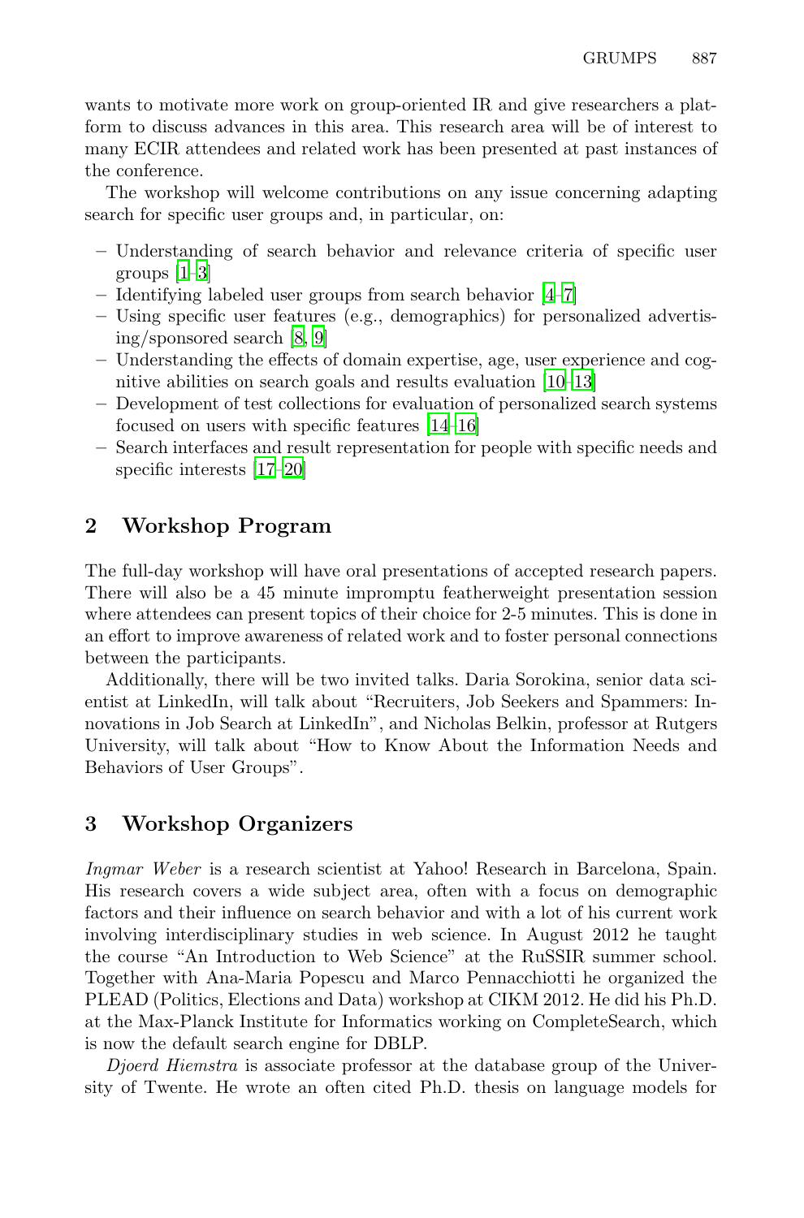wants to motivate more work on group-oriented IR and give researchers a platform to discuss advances in this area. This research area will be of interest to many ECIR attendees and related work has been presented at past instances of the conference.

The workshop will welcome contributions on any issue concerning adapting search for specific user groups and, in particular, on:

- Understanding of search behavior and relevance criteria of specific user groups [1–3]
- Identifying labeled user groups from search behavior [4–7]
- Using specific user features (e.g., demographics) for personalized advertising/sponsored search [8, 9]
- Understanding the effects of domain expertise, age, user experience and cognitive abilities on search goals and results evaluation [10–13]
- Development of test collections for evaluation of personalized search systems focused on users with specific features [14–16]
- Search interfaces and result representation for people with specific needs and specific interests [17–20]

## 2 Workshop Program

The full-day workshop will have oral presentations of accepted research papers. There will also be a 45 minute impromptu featherweight presentation session where attendees can present topics of their choice for 2-5 minutes. This is done in an effort to improve awareness of related work and to foster personal connections between the participants.

Additionally, there will be two invited talks. Daria Sorokina, senior data scientist at LinkedIn, will talk about "Recruiters, Job Seekers and Spammers: Innovations in Job Search at LinkedIn", and Nicholas Belkin, professor at Rutgers University, will talk about "How to Know About the Information Needs and Behaviors of User Groups".

## 3 Workshop Organizers

*Ingmar Weber* is a research scientist at Yahoo! Research in Barcelona, Spain. His research covers a wide subject area, often with a focus on demographic factors and their influence on search behavior and with a lot of his current work involving interdisciplinary studies in web science. In August 2012 he taught the course "An Introduction to Web Science" at the RuSSIR summer school. Together with Ana-Maria Popescu and Marco Pennacchiotti he organized the PLEAD (Politics, Elections and Data) workshop at CIKM 2012. He did his Ph.D. at the Max-Planck Institute for Informatics working on CompleteSearch, which is now the default search engine for DBLP.

*Djoerd Hiemstra* is associate professor at the database group of the University of Twente. He wrote an often cited Ph.D. thesis on language models for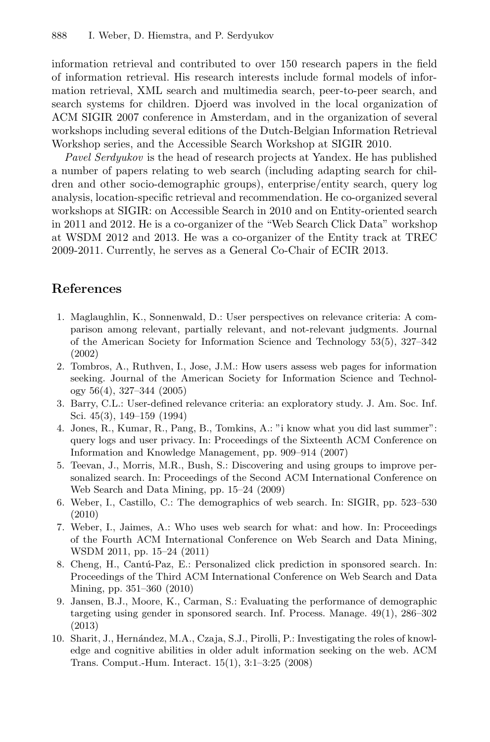information retrieval and contributed to over 150 research papers in the field of information retrieval. His research interests include formal models of information retrieval, XML search and multimedia search, peer-to-peer search, and search systems for children. Djoerd was involved in the local organization of ACM SIGIR 2007 conference in Amsterdam, and in the organization of several workshops including several editions of the Dutch-Belgian Information Retrieval Workshop series, and the Accessible Search Workshop at SIGIR 2010.

*Pavel Serdyukov* is the head of research projects at Yandex. He has published a number of papers relating to web search (including adapting search for children and other socio-demographic groups), enterprise/entity search, query log analysis, location-specific retrieval and recommendation. He co-organized several workshops at SIGIR: on Accessible Search in 2010 and on Entity-oriented search in 2011 and 2012. He is a co-organizer of the "Web Search Click Data" workshop at WSDM 2012 and 2013. He was a co-organizer of the Entity track at TREC 2009-2011. Currently, he serves as a General Co-Chair of ECIR 2013.

## References

1. Maglaughlin, K., Sonnenwald, D.: User perspectives on relevance criteria: A comparison among relevant, partially relevant, and not-relevant judgments. Journal of the American Society for Information Science and Technology 53(5), 327–342 (2002)
2. Tombros, A., Ruthven, I., Jose, J.M.: How users assess web pages for information seeking. Journal of the American Society for Information Science and Technology 56(4), 327–344 (2005)
3. Barry, C.L.: User-defined relevance criteria: an exploratory study. J. Am. Soc. Inf. Sci. 45(3), 149–159 (1994)
4. Jones, R., Kumar, R., Pang, B., Tomkins, A.: "i know what you did last summer": query logs and user privacy. In: Proceedings of the Sixteenth ACM Conference on Information and Knowledge Management, pp. 909–914 (2007)
5. Teevan, J., Morris, M.R., Bush, S.: Discovering and using groups to improve personalized search. In: Proceedings of the Second ACM International Conference on Web Search and Data Mining, pp. 15–24 (2009)
6. Weber, I., Castillo, C.: The demographics of web search. In: SIGIR, pp. 523–530 (2010)
7. Weber, I., Jaimes, A.: Who uses web search for what: and how. In: Proceedings of the Fourth ACM International Conference on Web Search and Data Mining, WSDM 2011, pp. 15–24 (2011)
8. Cheng, H., Cantú-Paz, E.: Personalized click prediction in sponsored search. In: Proceedings of the Third ACM International Conference on Web Search and Data Mining, pp. 351–360 (2010)
9. Jansen, B.J., Moore, K., Carman, S.: Evaluating the performance of demographic targeting using gender in sponsored search. Inf. Process. Manage. 49(1), 286–302 (2013)
10. Sharit, J., Hernández, M.A., Czaja, S.J., Pirolli, P.: Investigating the roles of knowledge and cognitive abilities in older adult information seeking on the web. ACM Trans. Comput.-Hum. Interact. 15(1), 3:1–3:25 (2008)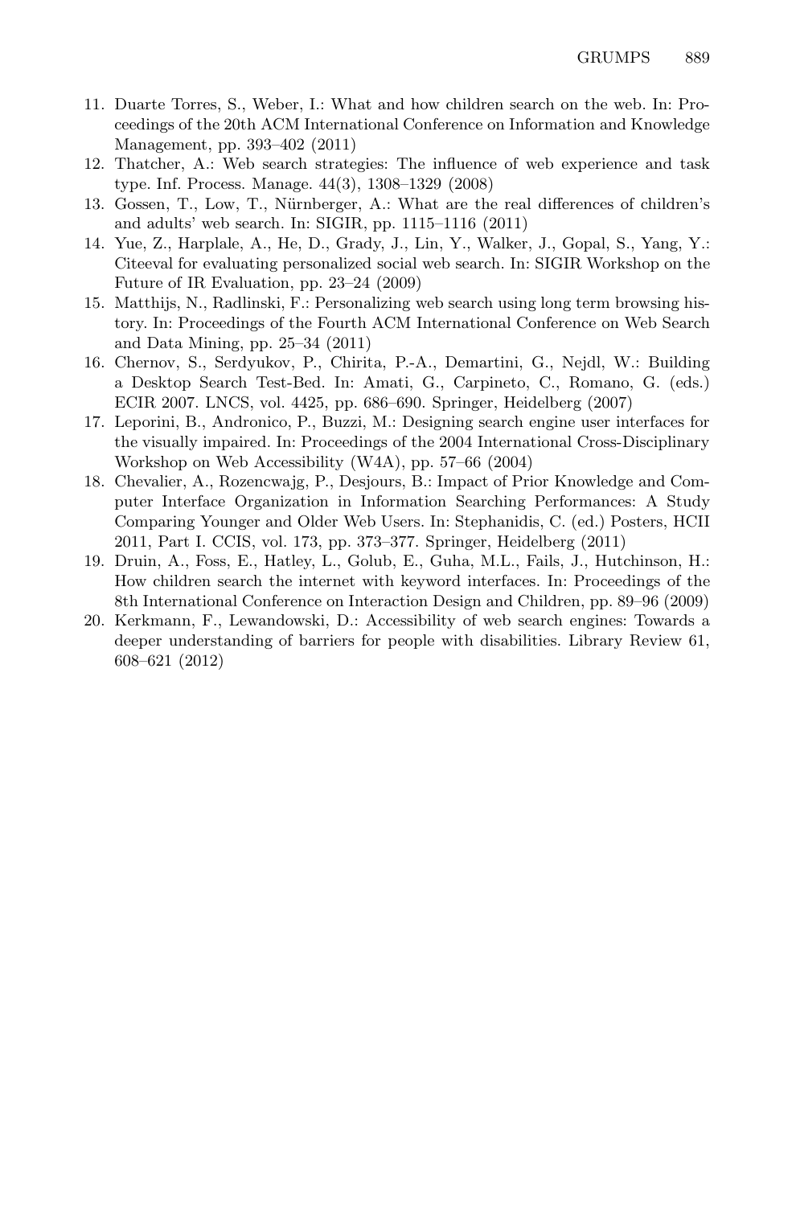11. Duarte Torres, S., Weber, I.: What and how children search on the web. In: Proceedings of the 20th ACM International Conference on Information and Knowledge Management, pp. 393–402 (2011)
12. Thatcher, A.: Web search strategies: The influence of web experience and task type. Inf. Process. Manage. 44(3), 1308–1329 (2008)
13. Gossen, T., Low, T., Nürnberger, A.: What are the real differences of children's and adults' web search. In: SIGIR, pp. 1115–1116 (2011)
14. Yue, Z., Harplale, A., He, D., Grady, J., Lin, Y., Walker, J., Gopal, S., Yang, Y.: Citeeval for evaluating personalized social web search. In: SIGIR Workshop on the Future of IR Evaluation, pp. 23–24 (2009)
15. Matthijs, N., Radlinski, F.: Personalizing web search using long term browsing history. In: Proceedings of the Fourth ACM International Conference on Web Search and Data Mining, pp. 25–34 (2011)
16. Chernov, S., Serdyukov, P., Chirita, P.-A., Demartini, G., Nejdl, W.: Building a Desktop Search Test-Bed. In: Amati, G., Carpineto, C., Romano, G. (eds.) ECIR 2007. LNCS, vol. 4425, pp. 686–690. Springer, Heidelberg (2007)
17. Leporini, B., Andronico, P., Buzzi, M.: Designing search engine user interfaces for the visually impaired. In: Proceedings of the 2004 International Cross-Disciplinary Workshop on Web Accessibility (W4A), pp. 57–66 (2004)
18. Chevalier, A., Rozencwajg, P., Desjours, B.: Impact of Prior Knowledge and Computer Interface Organization in Information Searching Performances: A Study Comparing Younger and Older Web Users. In: Stephanidis, C. (ed.) Posters, HCII 2011, Part I. CCIS, vol. 173, pp. 373–377. Springer, Heidelberg (2011)
19. Druin, A., Foss, E., Hatley, L., Golub, E., Guha, M.L., Fails, J., Hutchinson, H.: How children search the internet with keyword interfaces. In: Proceedings of the 8th International Conference on Interaction Design and Children, pp. 89–96 (2009)
20. Kerkmann, F., Lewandowski, D.: Accessibility of web search engines: Towards a deeper understanding of barriers for people with disabilities. Library Review 61, 608–621 (2012)